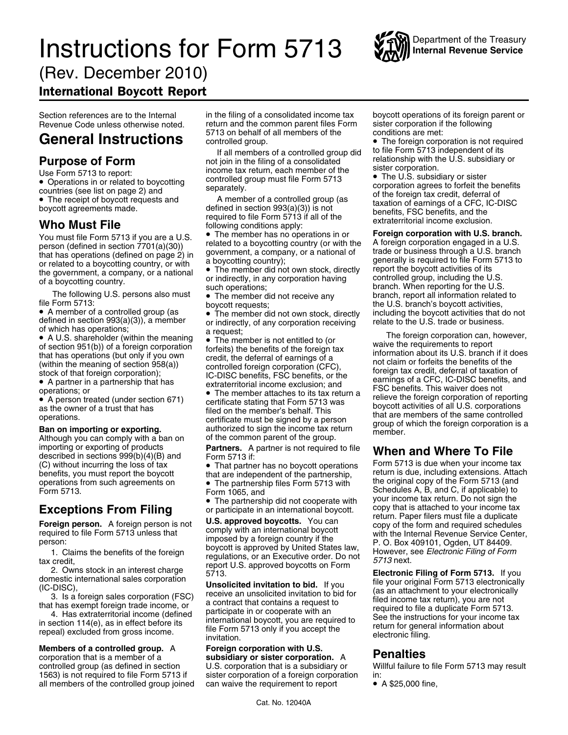# Instructions for Form 5713

(Rev. December 2010)

## International Boycott Report

Department of the Treasury
Internal Revenue Service

Section references are to the Internal Revenue Code unless otherwise noted.

# General Instructions

## Purpose of Form

Use Form 5713 to report:

- Operations in or related to boycotting countries (see list on page 2) and
- The receipt of boycott requests and boycott agreements made.

## Who Must File

You must file Form 5713 if you are a U.S. person (defined in section 7701(a)(30)) that has operations (defined on page 2) in or related to a boycotting country, or with the government, a company, or a national of a boycotting country.

The following U.S. persons also must file Form 5713:

- A member of a controlled group (as defined in section 993(a)(3)), a member of which has operations;
- A U.S. shareholder (within the meaning of section 951(b)) of a foreign corporation that has operations (but only if you own (within the meaning of section 958(a)) stock of that foreign corporation);
- A partner in a partnership that has operations; or
- A person treated (under section 671) as the owner of a trust that has operations.

**Ban on importing or exporting.** Although you can comply with a ban on importing or exporting of products described in sections 999(b)(4)(B) and (C) without incurring the loss of tax benefits, you must report the boycott operations from such agreements on Form 5713.

## Exceptions From Filing

**Foreign person.** A foreign person is not required to file Form 5713 unless that person:

1. Claims the benefits of the foreign tax credit,
2. Owns stock in an interest charge domestic international sales corporation (IC-DISC),
3. Is a foreign sales corporation (FSC) that has exempt foreign trade income, or
4. Has extraterritorial income (defined in section 114(e), as in effect before its repeal) excluded from gross income.

**Members of a controlled group.** A corporation that is a member of a controlled group (as defined in section 1563) is not required to file Form 5713 if all members of the controlled group joined in the filing of a consolidated income tax return and the common parent files Form 5713 on behalf of all members of the controlled group.

If all members of a controlled group did not join in the filing of a consolidated income tax return, each member of the controlled group must file Form 5713 separately.

A member of a controlled group (as defined in section 993(a)(3)) is not required to file Form 5713 if all of the following conditions apply:

- The member has no operations in or related to a boycotting country (or with the government, a company, or a national of a boycotting country);
- The member did not own stock, directly or indirectly, in any corporation having such operations;
- The member did not receive any boycott requests;
- The member did not own stock, directly or indirectly, of any corporation receiving a request;
- The member is not entitled to (or forfeits) the benefits of the foreign tax credit, the deferral of earnings of a controlled foreign corporation (CFC), IC-DISC benefits, FSC benefits, or the extraterritorial income exclusion; and
- The member attaches to its tax return a certificate stating that Form 5713 was filed on the member's behalf. This certificate must be signed by a person authorized to sign the income tax return of the common parent of the group.

**Partners.** A partner is not required to file Form 5713 if:

- That partner has no boycott operations that are independent of the partnership,
- The partnership files Form 5713 with Form 1065, and
- The partnership did not cooperate with or participate in an international boycott.

**U.S. approved boycotts.** You can comply with an international boycott imposed by a foreign country if the boycott is approved by United States law, regulations, or an Executive order. Do not report U.S. approved boycotts on Form 5713.

**Unsolicited invitation to bid.** If you receive an unsolicited invitation to bid for a contract that contains a request to participate in or cooperate with an international boycott, you are required to file Form 5713 only if you accept the invitation.

**Foreign corporation with U.S. subsidiary or sister corporation.** A U.S. corporation that is a subsidiary or sister corporation of a foreign corporation can waive the requirement to report boycott operations of its foreign parent or sister corporation if the following conditions are met:

- The foreign corporation is not required to file Form 5713 independent of its relationship with the U.S. subsidiary or sister corporation.
- The U.S. subsidiary or sister corporation agrees to forfeit the benefits of the foreign tax credit, deferral of taxation of earnings of a CFC, IC-DISC benefits, FSC benefits, and the extraterritorial income exclusion.

**Foreign corporation with U.S. branch.** A foreign corporation engaged in a U.S. trade or business through a U.S. branch generally is required to file Form 5713 to report the boycott activities of its controlled group, including the U.S. branch. When reporting for the U.S. branch, report all information related to the U.S. branch's boycott activities, including the boycott activities that do not relate to the U.S. trade or business.

The foreign corporation can, however, waive the requirements to report information about its U.S. branch if it does not claim or forfeits the benefits of the foreign tax credit, deferral of taxation of earnings of a CFC, IC-DISC benefits, and FSC benefits. This waiver does not relieve the foreign corporation of reporting boycott activities of all U.S. corporations that are members of the same controlled group of which the foreign corporation is a member.

## When and Where To File

Form 5713 is due when your income tax return is due, including extensions. Attach the original copy of the Form 5713 (and Schedules A, B, and C, if applicable) to your income tax return. Do not sign the copy that is attached to your income tax return. Paper filers must file a duplicate copy of the form and required schedules with the Internal Revenue Service Center, P. O. Box 409101, Ogden, UT 84409. However, see *Electronic Filing of Form 5713* next.

**Electronic Filing of Form 5713.** If you file your original Form 5713 electronically (as an attachment to your electronically filed income tax return), you are not required to file a duplicate Form 5713. See the instructions for your income tax return for general information about electronic filing.

## Penalties

Willful failure to file Form 5713 may result in:

- A $25,000 fine,

Cat. No. 12040A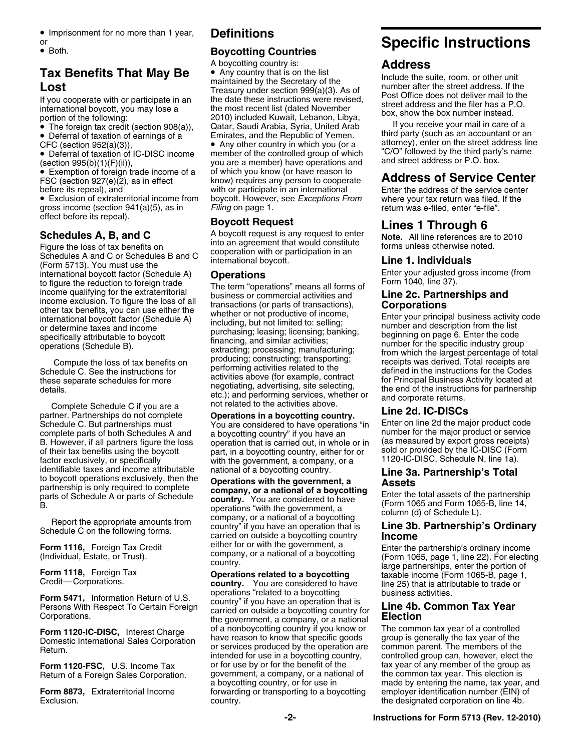- Imprisonment for no more than 1 year, or
- Both.

## Tax Benefits That May Be Lost

If you cooperate with or participate in an international boycott, you may lose a portion of the following:

- The foreign tax credit (section 908(a)),
- Deferral of taxation of earnings of a CFC (section 952(a)(3)),
- Deferral of taxation of IC-DISC income (section 995(b)(1)(F)(ii)),
- Exemption of foreign trade income of a FSC (section 927(e)(2), as in effect before its repeal), and
- Exclusion of extraterritorial income from gross income (section 941(a)(5), as in effect before its repeal).

### Schedules A, B, and C

Figure the loss of tax benefits on Schedules A and C or Schedules B and C (Form 5713). You must use the international boycott factor (Schedule A) to figure the reduction to foreign trade income qualifying for the extraterritorial income exclusion. To figure the loss of all other tax benefits, you can use either the international boycott factor (Schedule A) or determine taxes and income specifically attributable to boycott operations (Schedule B).

Compute the loss of tax benefits on Schedule C. See the instructions for these separate schedules for more details.

Complete Schedule C if you are a partner. Partnerships do not complete Schedule C. But partnerships must complete parts of both Schedules A and B. However, if all partners figure the loss of their tax benefits using the boycott factor exclusively, or specifically identifiable taxes and income attributable to boycott operations exclusively, then the partnership is only required to complete parts of Schedule A or parts of Schedule B.

Report the appropriate amounts from Schedule C on the following forms.

**Form 1116,** Foreign Tax Credit (Individual, Estate, or Trust).

**Form 1118,** Foreign Tax Credit—Corporations.

**Form 5471,** Information Return of U.S. Persons With Respect To Certain Foreign Corporations.

**Form 1120-IC-DISC,** Interest Charge Domestic International Sales Corporation Return.

**Form 1120-FSC,** U.S. Income Tax Return of a Foreign Sales Corporation.

**Form 8873,** Extraterritorial Income Exclusion.

## Definitions

### Boycotting Countries

A boycotting country is:

- Any country that is on the list maintained by the Secretary of the Treasury under section 999(a)(3). As of the date these instructions were revised, the most recent list (dated November 2010) included Kuwait, Lebanon, Libya, Qatar, Saudi Arabia, Syria, United Arab Emirates, and the Republic of Yemen.
- Any other country in which you (or a member of the controlled group of which you are a member) have operations and of which you know (or have reason to know) requires any person to cooperate with or participate in an international boycott. However, see *Exceptions From Filing* on page 1.

### Boycott Request

A boycott request is any request to enter into an agreement that would constitute cooperation with or participation in an international boycott.

### Operations

The term "operations" means all forms of business or commercial activities and transactions (or parts of transactions), whether or not productive of income, including, but not limited to: selling; purchasing; leasing; licensing; banking, financing, and similar activities; extracting; processing; manufacturing; producing; constructing; transporting; performing activities related to the activities above (for example, contract negotiating, advertising, site selecting, etc.); and performing services, whether or not related to the activities above.

**Operations in a boycotting country.** You are considered to have operations "in a boycotting country" if you have an operation that is carried out, in whole or in part, in a boycotting country, either for or with the government, a company, or a national of a boycotting country.

**Operations with the government, a company, or a national of a boycotting country.** You are considered to have operations "with the government, a company, or a national of a boycotting country" if you have an operation that is carried on outside a boycotting country either for or with the government, a company, or a national of a boycotting country.

**Operations related to a boycotting country.** You are considered to have operations "related to a boycotting country" if you have an operation that is carried on outside a boycotting country for the government, a company, or a national of a nonboycotting country if you know or have reason to know that specific goods or services produced by the operation are intended for use in a boycotting country, or for use by or for the benefit of the government, a company, or a national of a boycotting country, or for use in forwarding or transporting to a boycotting country.

# Specific Instructions

## Address

Include the suite, room, or other unit number after the street address. If the Post Office does not deliver mail to the street address and the filer has a P.O. box, show the box number instead.

If you receive your mail in care of a third party (such as an accountant or an attorney), enter on the street address line "C/O" followed by the third party's name and street address or P.O. box.

## Address of Service Center

Enter the address of the service center where your tax return was filed. If the return was e-filed, enter "e-file".

## Lines 1 Through 6

**Note.** All line references are to 2010 forms unless otherwise noted.

### Line 1. Individuals

Enter your adjusted gross income (from Form 1040, line 37).

### Line 2c. Partnerships and Corporations

Enter your principal business activity code number and description from the list beginning on page 6. Enter the code number for the specific industry group from which the largest percentage of total receipts was derived. Total receipts are defined in the instructions for the Codes for Principal Business Activity located at the end of the instructions for partnership and corporate returns.

### Line 2d. IC-DISCs

Enter on line 2d the major product code number for the major product or service (as measured by export gross receipts) sold or provided by the IC-DISC (Form 1120-IC-DISC, Schedule N, line 1a).

### Line 3a. Partnership's Total Assets

Enter the total assets of the partnership (Form 1065 and Form 1065-B, line 14, column (d) of Schedule L).

### Line 3b. Partnership's Ordinary Income

Enter the partnership's ordinary income (Form 1065, page 1, line 22). For electing large partnerships, enter the portion of taxable income (Form 1065-B, page 1, line 25) that is attributable to trade or business activities.

### Line 4b. Common Tax Year Election

The common tax year of a controlled group is generally the tax year of the common parent. The members of the controlled group can, however, elect the tax year of any member of the group as the common tax year. This election is made by entering the name, tax year, and employer identification number (EIN) of the designated corporation on line 4b.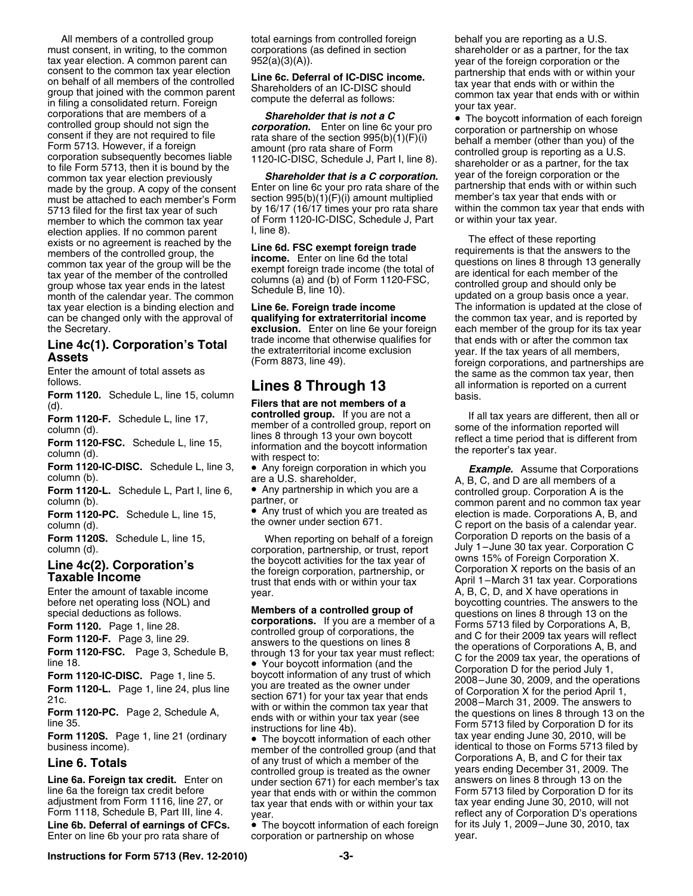All members of a controlled group must consent, in writing, to the common tax year election. A common parent can consent to the common tax year election on behalf of all members of the controlled group that joined with the common parent in filing a consolidated return. Foreign corporations that are members of a controlled group should not sign the consent if they are not required to file Form 5713. However, if a foreign corporation subsequently becomes liable to file Form 5713, then it is bound by the common tax year election previously made by the group. A copy of the consent must be attached to each member's Form 5713 filed for the first tax year of such member to which the common tax year election applies. If no common parent exists or no agreement is reached by the members of the controlled group, the common tax year of the group will be the tax year of the member of the controlled group whose tax year ends in the latest month of the calendar year. The common tax year election is a binding election and can be changed only with the approval of the Secretary.

## Line 4c(1). Corporation's Total Assets

Enter the amount of total assets as follows.

**Form 1120.** Schedule L, line 15, column (d).

**Form 1120-F.** Schedule L, line 17, column (d).

**Form 1120-FSC.** Schedule L, line 15, column (d).

**Form 1120-IC-DISC.** Schedule L, line 3, column (b).

**Form 1120-L.** Schedule L, Part I, line 6, column (b).

**Form 1120-PC.** Schedule L, line 15, column (d).

**Form 1120S.** Schedule L, line 15, column (d).

## Line 4c(2). Corporation's Taxable Income

Enter the amount of taxable income before net operating loss (NOL) and special deductions as follows.

**Form 1120.** Page 1, line 28.

**Form 1120-F.** Page 3, line 29.

**Form 1120-FSC.** Page 3, Schedule B, line 18.

**Form 1120-IC-DISC.** Page 1, line 5.

**Form 1120-L.** Page 1, line 24, plus line 21c.

**Form 1120-PC.** Page 2, Schedule A, line 35.

**Form 1120S.** Page 1, line 21 (ordinary business income).

## Line 6. Totals

**Line 6a. Foreign tax credit.** Enter on line 6a the foreign tax credit before adjustment from Form 1116, line 27, or Form 1118, Schedule B, Part III, line 4.

**Line 6b. Deferral of earnings of CFCs.** Enter on line 6b your pro rata share of total earnings from controlled foreign corporations (as defined in section 952(a)(3)(A)).

**Line 6c. Deferral of IC-DISC income.** Shareholders of an IC-DISC should compute the deferral as follows:

***Shareholder that is not a C corporation.*** Enter on line 6c your pro rata share of the section 995(b)(1)(F)(i) amount (pro rata share of Form 1120-IC-DISC, Schedule J, Part I, line 8).

***Shareholder that is a C corporation.*** Enter on line 6c your pro rata share of the section 995(b)(1)(F)(i) amount multiplied by 16/17 (16/17 times your pro rata share of Form 1120-IC-DISC, Schedule J, Part I, line 8).

**Line 6d. FSC exempt foreign trade income.** Enter on line 6d the total exempt foreign trade income (the total of columns (a) and (b) of Form 1120-FSC, Schedule B, line 10).

**Line 6e. Foreign trade income qualifying for extraterritorial income exclusion.** Enter on line 6e your foreign trade income that otherwise qualifies for the extraterritorial income exclusion (Form 8873, line 49).

# Lines 8 Through 13

**Filers that are not members of a controlled group.** If you are not a member of a controlled group, report on lines 8 through 13 your own boycott information and the boycott information with respect to:

- Any foreign corporation in which you are a U.S. shareholder,
- Any partnership in which you are a partner, or
- Any trust of which you are treated as the owner under section 671.

When reporting on behalf of a foreign corporation, partnership, or trust, report the boycott activities for the tax year of the foreign corporation, partnership, or trust that ends with or within your tax year.

**Members of a controlled group of corporations.** If you are a member of a controlled group of corporations, the answers to the questions on lines 8 through 13 for your tax year must reflect:

- Your boycott information (and the boycott information of any trust of which you are treated as the owner under section 671) for your tax year that ends with or within the common tax year that ends with or within your tax year (see instructions for line 4b).
- The boycott information of each other member of the controlled group (and that of any trust of which a member of the controlled group is treated as the owner under section 671) for each member's tax year that ends with or within the common tax year that ends with or within your tax year.
- The boycott information of each foreign corporation or partnership on whose behalf you are reporting as a U.S. shareholder or as a partner, for the tax year of the foreign corporation or the partnership that ends with or within your tax year that ends with or within the common tax year that ends with or within your tax year.
- The boycott information of each foreign corporation or partnership on whose behalf a member (other than you) of the controlled group is reporting as a U.S. shareholder or as a partner, for the tax year of the foreign corporation or the partnership that ends with or within such member's tax year that ends with or within the common tax year that ends with or within your tax year.

The effect of these reporting requirements is that the answers to the questions on lines 8 through 13 generally are identical for each member of the controlled group and should only be updated on a group basis once a year. The information is updated at the close of the common tax year, and is reported by each member of the group for its tax year that ends with or after the common tax year. If the tax years of all members, foreign corporations, and partnerships are the same as the common tax year, then all information is reported on a current basis.

If all tax years are different, then all or some of the information reported will reflect a time period that is different from the reporter's tax year.

***Example.*** Assume that Corporations A, B, C, and D are all members of a controlled group. Corporation A is the common parent and no common tax year election is made. Corporations A, B, and C report on the basis of a calendar year. Corporation D reports on the basis of a July 1–June 30 tax year. Corporation C owns 15% of Foreign Corporation X. Corporation X reports on the basis of an April 1–March 31 tax year. Corporations A, B, C, D, and X have operations in boycotting countries. The answers to the questions on lines 8 through 13 on the Forms 5713 filed by Corporations A, B, and C for their 2009 tax years will reflect the operations of Corporations A, B, and C for the 2009 tax year, the operations of Corporation D for the period July 1, 2008–June 30, 2009, and the operations of Corporation X for the period April 1, 2008–March 31, 2009. The answers to the questions on lines 8 through 13 on the Form 5713 filed by Corporation D for its tax year ending June 30, 2010, will be identical to those on Forms 5713 filed by Corporations A, B, and C for their tax years ending December 31, 2009. The answers on lines 8 through 13 on the Form 5713 filed by Corporation D for its tax year ending June 30, 2010, will not reflect any of Corporation D's operations for its July 1, 2009–June 30, 2010, tax year.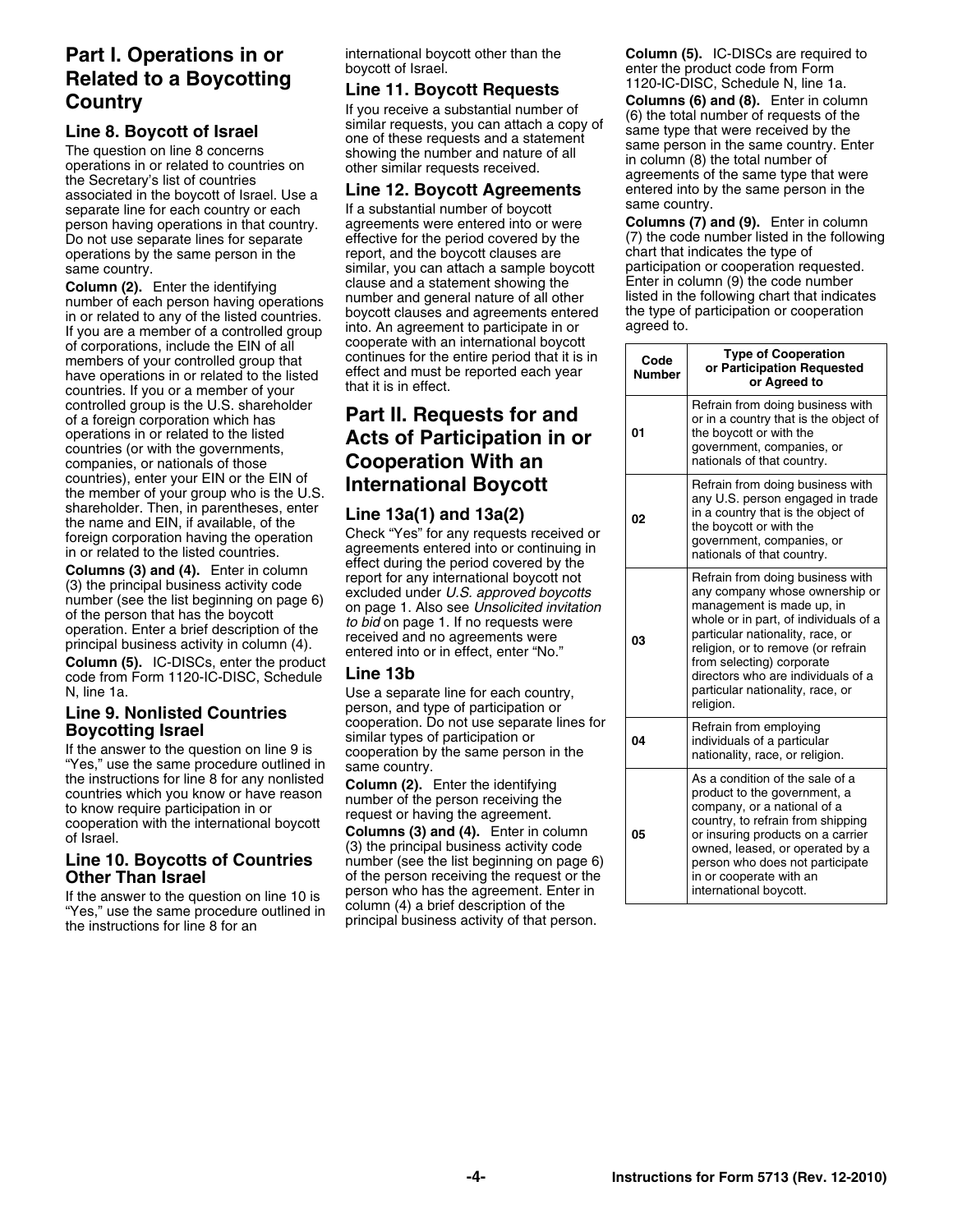## Part I. Operations in or Related to a Boycotting Country

### Line 8. Boycott of Israel

The question on line 8 concerns operations in or related to countries on the Secretary's list of countries associated in the boycott of Israel. Use a separate line for each country or each person having operations in that country. Do not use separate lines for separate operations by the same person in the same country.

**Column (2).** Enter the identifying number of each person having operations in or related to any of the listed countries. If you are a member of a controlled group of corporations, include the EIN of all members of your controlled group that have operations in or related to the listed countries. If you or a member of your controlled group is the U.S. shareholder of a foreign corporation which has operations in or related to the listed countries (or with the governments, companies, or nationals of those countries), enter your EIN or the EIN of the member of your group who is the U.S. shareholder. Then, in parentheses, enter the name and EIN, if available, of the foreign corporation having the operation in or related to the listed countries.

**Columns (3) and (4).** Enter in column (3) the principal business activity code number (see the list beginning on page 6) of the person that has the boycott operation. Enter a brief description of the principal business activity in column (4).

**Column (5).** IC-DISCs, enter the product code from Form 1120-IC-DISC, Schedule N, line 1a.

### Line 9. Nonlisted Countries Boycotting Israel

If the answer to the question on line 9 is "Yes," use the same procedure outlined in the instructions for line 8 for any nonlisted countries which you know or have reason to know require participation in or cooperation with the international boycott of Israel.

### Line 10. Boycotts of Countries Other Than Israel

If the answer to the question on line 10 is "Yes," use the same procedure outlined in the instructions for line 8 for an international boycott other than the boycott of Israel.

### Line 11. Boycott Requests

If you receive a substantial number of similar requests, you can attach a copy of one of these requests and a statement showing the number and nature of all other similar requests received.

### Line 12. Boycott Agreements

If a substantial number of boycott agreements were entered into or were effective for the period covered by the report, and the boycott clauses are similar, you can attach a sample boycott clause and a statement showing the number and general nature of all other boycott clauses and agreements entered into. An agreement to participate in or cooperate with an international boycott continues for the entire period that it is in effect and must be reported each year that it is in effect.

## Part II. Requests for and Acts of Participation in or Cooperation With an International Boycott

### Line 13a(1) and 13a(2)

Check "Yes" for any requests received or agreements entered into or continuing in effect during the period covered by the report for any international boycott not excluded under *U.S. approved boycotts* on page 1. Also see *Unsolicited invitation to bid* on page 1. If no requests were received and no agreements were entered into or in effect, enter "No."

### Line 13b

Use a separate line for each country, person, and type of participation or cooperation. Do not use separate lines for similar types of participation or cooperation by the same person in the same country.

**Column (2).** Enter the identifying number of the person receiving the request or having the agreement.

**Columns (3) and (4).** Enter in column (3) the principal business activity code number (see the list beginning on page 6) of the person receiving the request or the person who has the agreement. Enter in column (4) a brief description of the principal business activity of that person.

**Column (5).** IC-DISCs are required to enter the product code from Form 1120-IC-DISC, Schedule N, line 1a.

**Columns (6) and (8).** Enter in column (6) the total number of requests of the same type that were received by the same person in the same country. Enter in column (8) the total number of agreements of the same type that were entered into by the same person in the same country.

**Columns (7) and (9).** Enter in column (7) the code number listed in the following chart that indicates the type of participation or cooperation requested. Enter in column (9) the code number listed in the following chart that indicates the type of participation or cooperation agreed to.

| Code Number | Type of Cooperation or Participation Requested or Agreed to |
|---|---|
| 01 | Refrain from doing business with or in a country that is the object of the boycott or with the government, companies, or nationals of that country. |
| 02 | Refrain from doing business with any U.S. person engaged in trade in a country that is the object of the boycott or with the government, companies, or nationals of that country. |
| 03 | Refrain from doing business with any company whose ownership or management is made up, in whole or in part, of individuals of a particular nationality, race, or religion, or to remove (or refrain from selecting) corporate directors who are individuals of a particular nationality, race, or religion. |
| 04 | Refrain from employing individuals of a particular nationality, race, or religion. |
| 05 | As a condition of the sale of a product to the government, a company, or a national of a country, to refrain from shipping or insuring products on a carrier owned, leased, or operated by a person who does not participate in or cooperate with an international boycott. |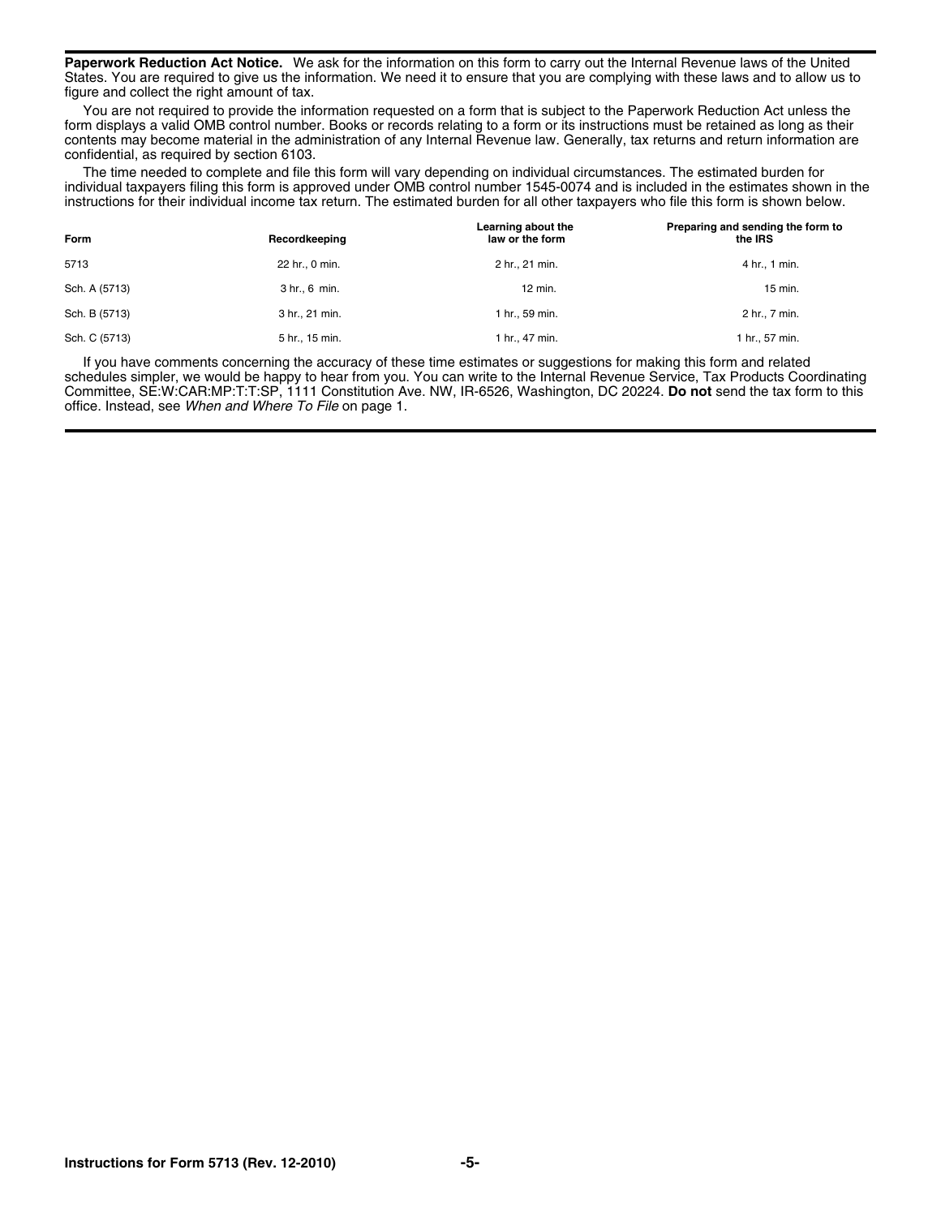**Paperwork Reduction Act Notice.** We ask for the information on this form to carry out the Internal Revenue laws of the United States. You are required to give us the information. We need it to ensure that you are complying with these laws and to allow us to figure and collect the right amount of tax.

You are not required to provide the information requested on a form that is subject to the Paperwork Reduction Act unless the form displays a valid OMB control number. Books or records relating to a form or its instructions must be retained as long as their contents may become material in the administration of any Internal Revenue law. Generally, tax returns and return information are confidential, as required by section 6103.

The time needed to complete and file this form will vary depending on individual circumstances. The estimated burden for individual taxpayers filing this form is approved under OMB control number 1545-0074 and is included in the estimates shown in the instructions for their individual income tax return. The estimated burden for all other taxpayers who file this form is shown below.

| Form | Recordkeeping | Learning about the law or the form | Preparing and sending the form to the IRS |
|---|---|---|---|
| 5713 | 22 hr., 0 min. | 2 hr., 21 min. | 4 hr., 1 min. |
| Sch. A (5713) | 3 hr., 6 min. | 12 min. | 15 min. |
| Sch. B (5713) | 3 hr., 21 min. | 1 hr., 59 min. | 2 hr., 7 min. |
| Sch. C (5713) | 5 hr., 15 min. | 1 hr., 47 min. | 1 hr., 57 min. |

If you have comments concerning the accuracy of these time estimates or suggestions for making this form and related schedules simpler, we would be happy to hear from you. You can write to the Internal Revenue Service, Tax Products Coordinating Committee, SE:W:CAR:MP:T:T:SP, 1111 Constitution Ave. NW, IR-6526, Washington, DC 20224. **Do not** send the tax form to this office. Instead, see *When and Where To File* on page 1.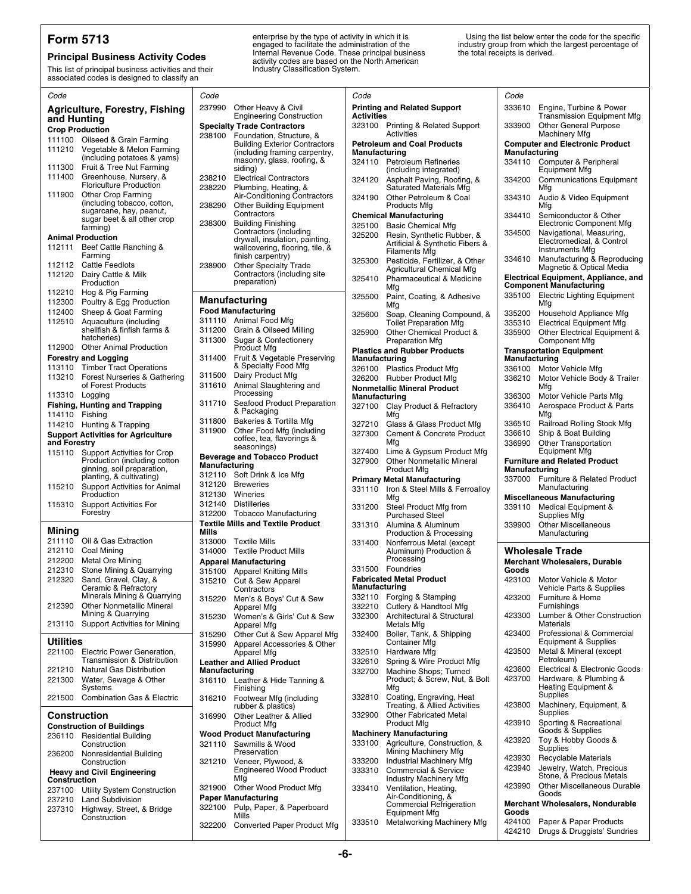# Form 5713

## Principal Business Activity Codes

This list of principal business activities and their associated codes is designed to classify an enterprise by the type of activity in which it is engaged to facilitate the administration of the Internal Revenue Code. These principal business activity codes are based on the North American Industry Classification System.

Using the list below enter the code for the specific industry group from which the largest percentage of the total receipts is derived.

| Code | |
|---|---|

## Agriculture, Forestry, Fishing and Hunting

**Crop Production**

- 111100 Oilseed & Grain Farming
- 111210 Vegetable & Melon Farming (including potatoes & yams)
- 111300 Fruit & Tree Nut Farming
- 111400 Greenhouse, Nursery, & Floriculture Production
- 111900 Other Crop Farming (including tobacco, cotton, sugarcane, hay, peanut, sugar beet & all other crop farming)

**Animal Production**

- 112111 Beef Cattle Ranching & Farming
- 112112 Cattle Feedlots
- 112120 Dairy Cattle & Milk Production
- 112210 Hog & Pig Farming
- 112300 Poultry & Egg Production
- 112400 Sheep & Goat Farming
- 112510 Aquaculture (including shellfish & finfish farms & hatcheries)
- 112900 Other Animal Production

**Forestry and Logging**

- 113110 Timber Tract Operations
- 113210 Forest Nurseries & Gathering of Forest Products
- 113310 Logging

**Fishing, Hunting and Trapping**

- 114110 Fishing
- 114210 Hunting & Trapping

**Support Activities for Agriculture and Forestry**

- 115110 Support Activities for Crop Production (including cotton ginning, soil preparation, planting, & cultivating)
- 115210 Support Activities for Animal Production
- 115310 Support Activities For Forestry

## Mining

- 211110 Oil & Gas Extraction
- 212110 Coal Mining
- 212200 Metal Ore Mining
- 212310 Stone Mining & Quarrying
- 212320 Sand, Gravel, Clay, & Ceramic & Refractory Minerals Mining & Quarrying
- 212390 Other Nonmetallic Mineral Mining & Quarrying
- 213110 Support Activities for Mining

## Utilities

- 221100 Electric Power Generation, Transmission & Distribution
- 221210 Natural Gas Distribution
- 221300 Water, Sewage & Other Systems
- 221500 Combination Gas & Electric

## Construction

**Construction of Buildings**

- 236110 Residential Building Construction
- 236200 Nonresidential Building Construction

**Heavy and Civil Engineering Construction**

- 237100 Utility System Construction
- 237210 Land Subdivision
- 237310 Highway, Street, & Bridge Construction
- 237990 Other Heavy & Civil Engineering Construction

**Specialty Trade Contractors**

- 238100 Foundation, Structure, & Building Exterior Contractors (including framing carpentry, masonry, glass, roofing, & siding)
- 238210 Electrical Contractors
- 238220 Plumbing, Heating, & Air-Conditioning Contractors
- 238290 Other Building Equipment Contractors
- 238300 Building Finishing Contractors (including drywall, insulation, painting, wallcovering, flooring, tile, & finish carpentry)
- 238900 Other Specialty Trade Contractors (including site preparation)

## Manufacturing

**Food Manufacturing**

- 311110 Animal Food Mfg
- 311200 Grain & Oilseed Milling
- 311300 Sugar & Confectionery Product Mfg
- 311400 Fruit & Vegetable Preserving & Specialty Food Mfg
- 311500 Dairy Product Mfg
- 311610 Animal Slaughtering and Processing
- 311710 Seafood Product Preparation & Packaging
- 311800 Bakeries & Tortilla Mfg
- 311900 Other Food Mfg (including coffee, tea, flavorings & seasonings)

**Beverage and Tobacco Product Manufacturing**

- 312110 Soft Drink & Ice Mfg
- 312120 Breweries
- 312130 Wineries
- 312140 Distilleries
- 312200 Tobacco Manufacturing

**Textile Mills and Textile Product Mills**

- 313000 Textile Mills
- 314000 Textile Product Mills

**Apparel Manufacturing**

- 315100 Apparel Knitting Mills
- 315210 Cut & Sew Apparel Contractors
- 315220 Men's & Boys' Cut & Sew Apparel Mfg
- 315230 Women's & Girls' Cut & Sew Apparel Mfg
- 315290 Other Cut & Sew Apparel Mfg
- 315990 Apparel Accessories & Other Apparel Mfg

**Leather and Allied Product Manufacturing**

- 316110 Leather & Hide Tanning & Finishing
- 316210 Footwear Mfg (including rubber & plastics)
- 316990 Other Leather & Allied Product Mfg

**Wood Product Manufacturing**

- 321110 Sawmills & Wood Preservation
- 321210 Veneer, Plywood, & Engineered Wood Product Mfg
- 321900 Other Wood Product Mfg

**Paper Manufacturing**

- 322100 Pulp, Paper, & Paperboard Mills
- 322200 Converted Paper Product Mfg

**Printing and Related Support Activities**

- 323100 Printing & Related Support Activities

**Petroleum and Coal Products Manufacturing**

- 324110 Petroleum Refineries (including integrated)
- 324120 Asphalt Paving, Roofing, & Saturated Materials Mfg
- 324190 Other Petroleum & Coal Products Mfg

**Chemical Manufacturing**

- 325100 Basic Chemical Mfg
- 325200 Resin, Synthetic Rubber, & Artificial & Synthetic Fibers & Filaments Mfg
- 325300 Pesticide, Fertilizer, & Other Agricultural Chemical Mfg
- 325410 Pharmaceutical & Medicine Mfg
- 325500 Paint, Coating, & Adhesive Mfg
- 325600 Soap, Cleaning Compound, & Toilet Preparation Mfg
- 325900 Other Chemical Product & Preparation Mfg

**Plastics and Rubber Products Manufacturing**

- 326100 Plastics Product Mfg
- 326200 Rubber Product Mfg

**Nonmetallic Mineral Product Manufacturing**

- 327100 Clay Product & Refractory Mfg
- 327210 Glass & Glass Product Mfg
- 327300 Cement & Concrete Product Mfg
- 327400 Lime & Gypsum Product Mfg
- 327900 Other Nonmetallic Mineral Product Mfg

**Primary Metal Manufacturing**

- 331110 Iron & Steel Mills & Ferroalloy Mfg
- 331200 Steel Product Mfg from Purchased Steel
- 331310 Alumina & Aluminum Production & Processing
- 331400 Nonferrous Metal (except Aluminum) Production & Processing
- 331500 Foundries

**Fabricated Metal Product Manufacturing**

- 332110 Forging & Stamping
- 332210 Cutlery & Handtool Mfg
- 332300 Architectural & Structural Metals Mfg
- 332400 Boiler, Tank, & Shipping Container Mfg
- 332510 Hardware Mfg
- 332610 Spring & Wire Product Mfg
- 332700 Machine Shops; Turned Product; & Screw, Nut, & Bolt Mfg
- 332810 Coating, Engraving, Heat Treating, & Allied Activities
- 332900 Other Fabricated Metal Product Mfg

**Machinery Manufacturing**

- 333100 Agriculture, Construction, & Mining Machinery Mfg
- 333200 Industrial Machinery Mfg
- 333310 Commercial & Service Industry Machinery Mfg
- 333410 Ventilation, Heating, Air-Conditioning, & Commercial Refrigeration Equipment Mfg
- 333510 Metalworking Machinery Mfg
- 333610 Engine, Turbine & Power Transmission Equipment Mfg
- 333900 Other General Purpose Machinery Mfg

**Computer and Electronic Product Manufacturing**

- 334110 Computer & Peripheral Equipment Mfg
- 334200 Communications Equipment Mfg
- 334310 Audio & Video Equipment Mfg
- 334410 Semiconductor & Other Electronic Component Mfg
- 334500 Navigational, Measuring, Electromedical, & Control Instruments Mfg
- 334610 Manufacturing & Reproducing Magnetic & Optical Media

**Electrical Equipment, Appliance, and Component Manufacturing**

- 335100 Electric Lighting Equipment Mfg
- 335200 Household Appliance Mfg
- 335310 Electrical Equipment Mfg
- 335900 Other Electrical Equipment & Component Mfg

**Transportation Equipment Manufacturing**

- 336100 Motor Vehicle Mfg
- 336210 Motor Vehicle Body & Trailer Mfg
- 336300 Motor Vehicle Parts Mfg
- 336410 Aerospace Product & Parts Mfg
- 336510 Railroad Rolling Stock Mfg
- 336610 Ship & Boat Building
- 336990 Other Transportation Equipment Mfg

**Furniture and Related Product Manufacturing**

- 337000 Furniture & Related Product Manufacturing

**Miscellaneous Manufacturing**

- 339110 Medical Equipment & Supplies Mfg
- 339900 Other Miscellaneous Manufacturing

## Wholesale Trade

**Merchant Wholesalers, Durable Goods**

- 423100 Motor Vehicle & Motor Vehicle Parts & Supplies
- 423200 Furniture & Home Furnishings
- 423300 Lumber & Other Construction Materials
- 423400 Professional & Commercial Equipment & Supplies
- 423500 Metal & Mineral (except Petroleum)
- 423600 Electrical & Electronic Goods
- 423700 Hardware, & Plumbing & Heating Equipment & Supplies
- 423800 Machinery, Equipment, & Supplies
- 423910 Sporting & Recreational Goods & Supplies
- 423920 Toy & Hobby Goods & Supplies
- 423930 Recyclable Materials
- 423940 Jewelry, Watch, Precious Stone, & Precious Metals
- 423990 Other Miscellaneous Durable Goods

**Merchant Wholesalers, Nondurable Goods**

- 424100 Paper & Paper Products
- 424210 Drugs & Druggists' Sundries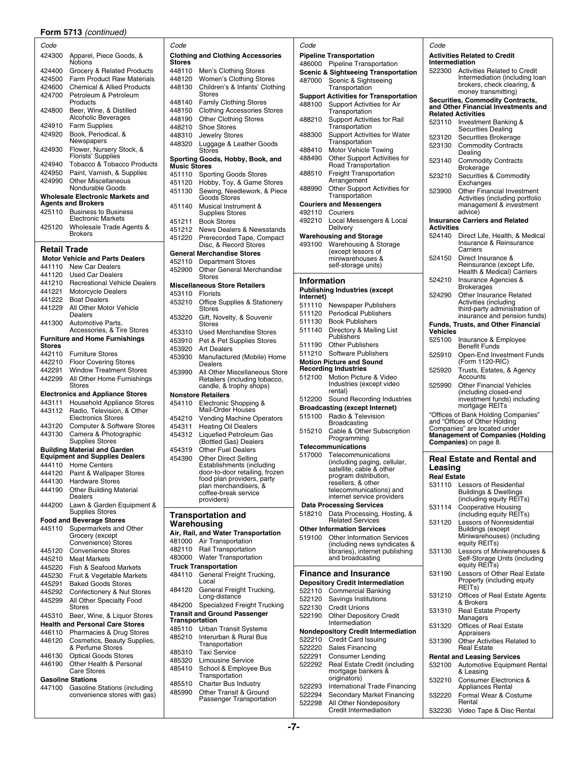**Form 5713** *(continued)*

| Code | |
|---|---|
| 424300 | Apparel, Piece Goods, & Notions |
| 424400 | Grocery & Related Products |
| 424500 | Farm Product Raw Materials |
| 424600 | Chemical & Allied Products |
| 424700 | Petroleum & Petroleum Products |
| 424800 | Beer, Wine, & Distilled Alcoholic Beverages |
| 424910 | Farm Supplies |
| 424920 | Book, Periodical, & Newspapers |
| 424930 | Flower, Nursery Stock, & Florists' Supplies |
| 424940 | Tobacco & Tobacco Products |
| 424950 | Paint, Varnish, & Supplies |
| 424990 | Other Miscellaneous Nondurable Goods |

**Wholesale Electronic Markets and Agents and Brokers**

| Code | |
|---|---|
| 425110 | Business to Business Electronic Markets |
| 425120 | Wholesale Trade Agents & Brokers |

## Retail Trade

**Motor Vehicle and Parts Dealers**

| Code | |
|---|---|
| 441110 | New Car Dealers |
| 441120 | Used Car Dealers |
| 441210 | Recreational Vehicle Dealers |
| 441221 | Motorcycle Dealers |
| 441222 | Boat Dealers |
| 441229 | All Other Motor Vehicle Dealers |
| 441300 | Automotive Parts, Accessories, & Tire Stores |

**Furniture and Home Furnishings Stores**

| Code | |
|---|---|
| 442110 | Furniture Stores |
| 442210 | Floor Covering Stores |
| 442291 | Window Treatment Stores |
| 442299 | All Other Home Furnishings Stores |

**Electronics and Appliance Stores**

| Code | |
|---|---|
| 443111 | Household Appliance Stores |
| 443112 | Radio, Television, & Other Electronics Stores |
| 443120 | Computer & Software Stores |
| 443130 | Camera & Photographic Supplies Stores |

**Building Material and Garden Equipment and Supplies Dealers**

| Code | |
|---|---|
| 444110 | Home Centers |
| 444120 | Paint & Wallpaper Stores |
| 444130 | Hardware Stores |
| 444190 | Other Building Material Dealers |
| 444200 | Lawn & Garden Equipment & Supplies Stores |

**Food and Beverage Stores**

| Code | |
|---|---|
| 445110 | Supermarkets and Other Grocery (except Convenience) Stores |
| 445120 | Convenience Stores |
| 445210 | Meat Markets |
| 445220 | Fish & Seafood Markets |
| 445230 | Fruit & Vegetable Markets |
| 445291 | Baked Goods Stores |
| 445292 | Confectionery & Nut Stores |
| 445299 | All Other Specialty Food Stores |
| 445310 | Beer, Wine, & Liquor Stores |

**Health and Personal Care Stores**

| Code | |
|---|---|
| 446110 | Pharmacies & Drug Stores |
| 446120 | Cosmetics, Beauty Supplies, & Perfume Stores |
| 446130 | Optical Goods Stores |
| 446190 | Other Health & Personal Care Stores |

**Gasoline Stations**

| Code | |
|---|---|
| 447100 | Gasoline Stations (including convenience stores with gas) |

**Clothing and Clothing Accessories Stores**

| Code | |
|---|---|
| 448110 | Men's Clothing Stores |
| 448120 | Women's Clothing Stores |
| 448130 | Children's & Infants' Clothing Stores |
| 448140 | Family Clothing Stores |
| 448150 | Clothing Accessories Stores |
| 448190 | Other Clothing Stores |
| 448210 | Shoe Stores |
| 448310 | Jewelry Stores |
| 448320 | Luggage & Leather Goods Stores |

**Sporting Goods, Hobby, Book, and Music Stores**

| Code | |
|---|---|
| 451110 | Sporting Goods Stores |
| 451120 | Hobby, Toy, & Game Stores |
| 451130 | Sewing, Needlework, & Piece Goods Stores |
| 451140 | Musical Instrument & Supplies Stores |
| 451211 | Book Stores |
| 451212 | News Dealers & Newsstands |
| 451220 | Prerecorded Tape, Compact Disc, & Record Stores |

**General Merchandise Stores**

| Code | |
|---|---|
| 452110 | Department Stores |
| 452900 | Other General Merchandise Stores |

**Miscellaneous Store Retailers**

| Code | |
|---|---|
| 453110 | Florists |
| 453210 | Office Supplies & Stationery Stores |
| 453220 | Gift, Novelty, & Souvenir Stores |
| 453310 | Used Merchandise Stores |
| 453910 | Pet & Pet Supplies Stores |
| 453920 | Art Dealers |
| 453930 | Manufactured (Mobile) Home Dealers |
| 453990 | All Other Miscellaneous Store Retailers (including tobacco, candle, & trophy shops) |

**Nonstore Retailers**

| Code | |
|---|---|
| 454110 | Electronic Shopping & Mail-Order Houses |
| 454210 | Vending Machine Operators |
| 454311 | Heating Oil Dealers |
| 454312 | Liquefied Petroleum Gas (Bottled Gas) Dealers |
| 454319 | Other Fuel Dealers |
| 454390 | Other Direct Selling Establishments (including door-to-door retailing, frozen food plan providers, party plan merchandisers, & coffee-break service providers) |

## Transportation and Warehousing

**Air, Rail, and Water Transportation**

| Code | |
|---|---|
| 481000 | Air Transportation |
| 482110 | Rail Transportation |
| 483000 | Water Transportation |

**Truck Transportation**

| Code | |
|---|---|
| 484110 | General Freight Trucking, Local |
| 484120 | General Freight Trucking, Long-distance |
| 484200 | Specialized Freight Trucking |

**Transit and Ground Passenger Transportation**

| Code | |
|---|---|
| 485110 | Urban Transit Systems |
| 485210 | Interurban & Rural Bus Transportation |
| 485310 | Taxi Service |
| 485320 | Limousine Service |
| 485410 | School & Employee Bus Transportation |
| 485510 | Charter Bus Industry |
| 485990 | Other Transit & Ground Passenger Transportation |

**Pipeline Transportation**

| Code | |
|---|---|
| 486000 | Pipeline Transportation |

**Scenic & Sightseeing Transportation**

| Code | |
|---|---|
| 487000 | Scenic & Sightseeing Transportation |

**Support Activities for Transportation**

| Code | |
|---|---|
| 488100 | Support Activities for Air Transportation |
| 488210 | Support Activities for Rail Transportation |
| 488300 | Support Activities for Water Transportation |
| 488410 | Motor Vehicle Towing |
| 488490 | Other Support Activities for Road Transportation |
| 488510 | Freight Transportation Arrangement |
| 488990 | Other Support Activities for Transportation |

**Couriers and Messengers**

| Code | |
|---|---|
| 492110 | Couriers |
| 492210 | Local Messengers & Local Delivery |

**Warehousing and Storage**

| Code | |
|---|---|
| 493100 | Warehousing & Storage (except lessors of miniwarehouses & self-storage units) |

## Information

**Publishing Industries (except Internet)**

| Code | |
|---|---|
| 511110 | Newspaper Publishers |
| 511120 | Periodical Publishers |
| 511130 | Book Publishers |
| 511140 | Directory & Mailing List Publishers |
| 511190 | Other Publishers |
| 511210 | Software Publishers |

**Motion Picture and Sound Recording Industries**

| Code | |
|---|---|
| 512100 | Motion Picture & Video Industries (except video rental) |
| 512200 | Sound Recording Industries |

**Broadcasting (except Internet)**

| Code | |
|---|---|
| 515100 | Radio & Television Broadcasting |
| 515210 | Cable & Other Subscription Programming |

**Telecommunications**

| Code | |
|---|---|
| 517000 | Telecommunications (including paging, cellular, satellite, cable & other program distribution, resellers, & other telecommunications) and internet service providers |

**Data Processing Services**

| Code | |
|---|---|
| 518210 | Data Processing, Hosting, & Related Services |

**Other Information Services**

| Code | |
|---|---|
| 519100 | Other Information Services (including news syndicates & libraries), internet publishing and broadcasting |

## Finance and Insurance

**Depository Credit Intermediation**

| Code | |
|---|---|
| 522110 | Commercial Banking |
| 522120 | Savings Institutions |
| 522130 | Credit Unions |
| 522190 | Other Depository Credit Intermediation |

**Nondepository Credit Intermediation**

| Code | |
|---|---|
| 522210 | Credit Card Issuing |
| 522220 | Sales Financing |
| 522291 | Consumer Lending |
| 522292 | Real Estate Credit (including mortgage bankers & originators) |
| 522293 | International Trade Financing |
| 522294 | Secondary Market Financing |
| 522298 | All Other Nondepository Credit Intermediation |

**Activities Related to Credit Intermediation**

| Code | |
|---|---|
| 522300 | Activities Related to Credit Intermediation (including loan brokers, check clearing, & money transmitting) |

**Securities, Commodity Contracts, and Other Financial Investments and Related Activities**

| Code | |
|---|---|
| 523110 | Investment Banking & Securities Dealing |
| 523120 | Securities Brokerage |
| 523130 | Commodity Contracts Dealing |
| 523140 | Commodity Contracts Brokerage |
| 523210 | Securities & Commodity Exchanges |
| 523900 | Other Financial Investment Activities (including portfolio management & investment advice) |

**Insurance Carriers and Related Activities**

| Code | |
|---|---|
| 524140 | Direct Life, Health, & Medical Insurance & Reinsurance Carriers |
| 524150 | Direct Insurance & Reinsurance (except Life, Health & Medical) Carriers |
| 524210 | Insurance Agencies & Brokerages |
| 524290 | Other Insurance Related Activities (including third-party administration of insurance and pension funds) |

**Funds, Trusts, and Other Financial Vehicles**

| Code | |
|---|---|
| 525100 | Insurance & Employee Benefit Funds |
| 525910 | Open-End Investment Funds (Form 1120-RIC) |
| 525920 | Trusts, Estates, & Agency Accounts |
| 525990 | Other Financial Vehicles (including closed-end investment funds) including mortgage REITs |

"Offices of Bank Holding Companies" and "Offices of Other Holding Companies" are located under **Management of Companies (Holding Companies)** on page 8.

## Real Estate and Rental and Leasing

**Real Estate**

| Code | |
|---|---|
| 531110 | Lessors of Residential Buildings & Dwellings (including equity REITs) |
| 531114 | Cooperative Housing (including equity REITs) |
| 531120 | Lessors of Nonresidential Buildings (except Miniwarehouses) (including equity REITs) |
| 531130 | Lessors of Miniwarehouses & Self-Storage Units (including equity REITs) |
| 531190 | Lessors of Other Real Estate Property (including equity REITs) |
| 531210 | Offices of Real Estate Agents & Brokers |
| 531310 | Real Estate Property Managers |
| 531320 | Offices of Real Estate Appraisers |
| 531390 | Other Activities Related to Real Estate |

**Rental and Leasing Services**

| Code | |
|---|---|
| 532100 | Automotive Equipment Rental & Leasing |
| 532210 | Consumer Electronics & Appliances Rental |
| 532220 | Formal Wear & Costume Rental |
| 532230 | Video Tape & Disc Rental |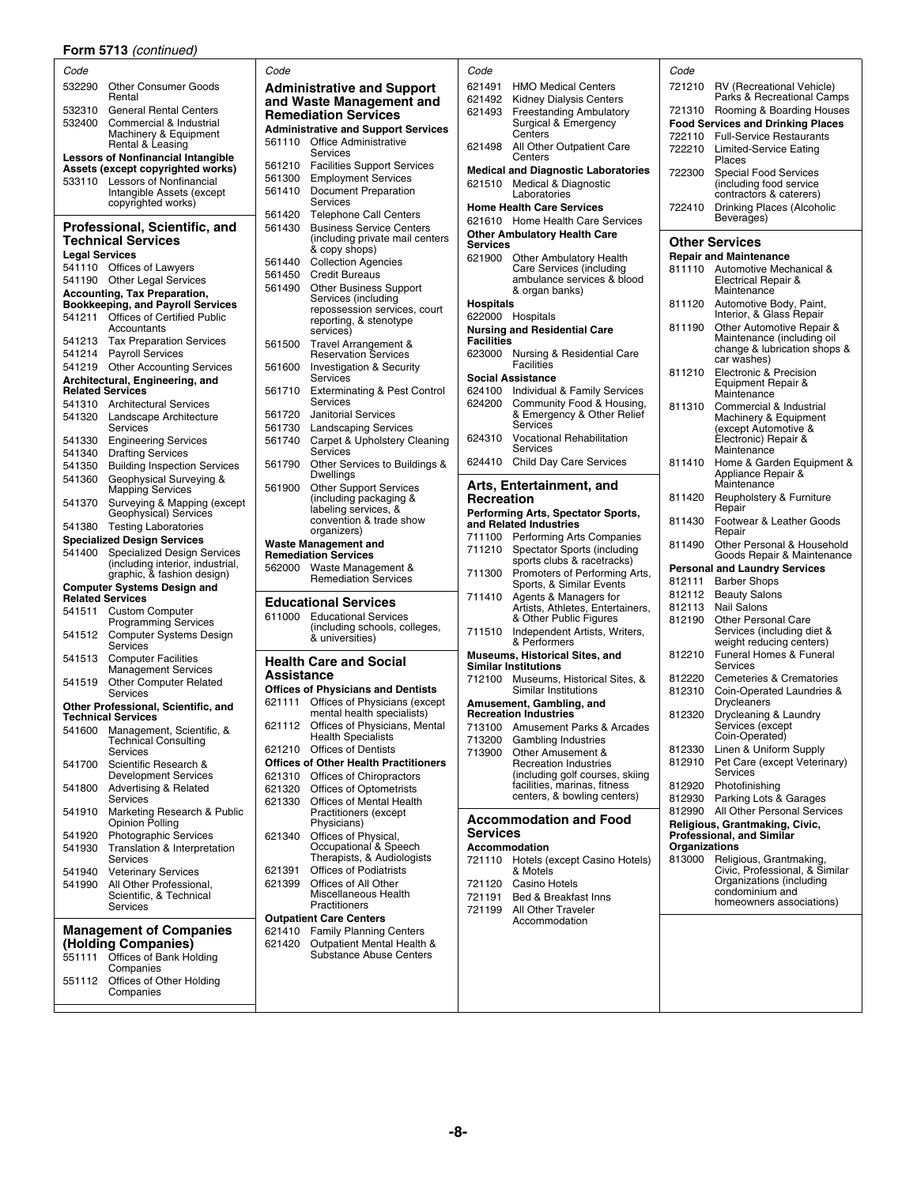**Form 5713** *(continued)*

| Code | |
|---|---|
| 532290 | Other Consumer Goods Rental |
| 532310 | General Rental Centers |
| 532400 | Commercial & Industrial Machinery & Equipment Rental & Leasing |
| | **Lessors of Nonfinancial Intangible Assets (except copyrighted works)** |
| 533110 | Lessors of Nonfinancial Intangible Assets (except copyrighted works) |

## Professional, Scientific, and Technical Services

**Legal Services**

| Code | |
|---|---|
| 541110 | Offices of Lawyers |
| 541190 | Other Legal Services |

**Accounting, Tax Preparation, Bookkeeping, and Payroll Services**

| Code | |
|---|---|
| 541211 | Offices of Certified Public Accountants |
| 541213 | Tax Preparation Services |
| 541214 | Payroll Services |
| 541219 | Other Accounting Services |

**Architectural, Engineering, and Related Services**

| Code | |
|---|---|
| 541310 | Architectural Services |
| 541320 | Landscape Architecture Services |
| 541330 | Engineering Services |
| 541340 | Drafting Services |
| 541350 | Building Inspection Services |
| 541360 | Geophysical Surveying & Mapping Services |
| 541370 | Surveying & Mapping (except Geophysical) Services |
| 541380 | Testing Laboratories |

**Specialized Design Services**

| Code | |
|---|---|
| 541400 | Specialized Design Services (including interior, industrial, graphic, & fashion design) |

**Computer Systems Design and Related Services**

| Code | |
|---|---|
| 541511 | Custom Computer Programming Services |
| 541512 | Computer Systems Design Services |
| 541513 | Computer Facilities Management Services |
| 541519 | Other Computer Related Services |

**Other Professional, Scientific, and Technical Services**

| Code | |
|---|---|
| 541600 | Management, Scientific, & Technical Consulting Services |
| 541700 | Scientific Research & Development Services |
| 541800 | Advertising & Related Services |
| 541910 | Marketing Research & Public Opinion Polling |
| 541920 | Photographic Services |
| 541930 | Translation & Interpretation Services |
| 541940 | Veterinary Services |
| 541990 | All Other Professional, Scientific, & Technical Services |

## Management of Companies (Holding Companies)

| Code | |
|---|---|
| 551111 | Offices of Bank Holding Companies |
| 551112 | Offices of Other Holding Companies |

## Administrative and Support and Waste Management and Remediation Services

**Administrative and Support Services**

| Code | |
|---|---|
| 561110 | Office Administrative Services |
| 561210 | Facilities Support Services |
| 561300 | Employment Services |
| 561410 | Document Preparation Services |
| 561420 | Telephone Call Centers |
| 561430 | Business Service Centers (including private mail centers & copy shops) |
| 561440 | Collection Agencies |
| 561450 | Credit Bureaus |
| 561490 | Other Business Support Services (including repossession services, court reporting, & stenotype services) |
| 561500 | Travel Arrangement & Reservation Services |
| 561600 | Investigation & Security Services |
| 561710 | Exterminating & Pest Control Services |
| 561720 | Janitorial Services |
| 561730 | Landscaping Services |
| 561740 | Carpet & Upholstery Cleaning Services |
| 561790 | Other Services to Buildings & Dwellings |
| 561900 | Other Support Services (including packaging & labeling services, & convention & trade show organizers) |

**Waste Management and Remediation Services**

| Code | |
|---|---|
| 562000 | Waste Management & Remediation Services |

## Educational Services

| Code | |
|---|---|
| 611000 | Educational Services (including schools, colleges, & universities) |

## Health Care and Social Assistance

**Offices of Physicians and Dentists**

| Code | |
|---|---|
| 621111 | Offices of Physicians (except mental health specialists) |
| 621112 | Offices of Physicians, Mental Health Specialists |
| 621210 | Offices of Dentists |

**Offices of Other Health Practitioners**

| Code | |
|---|---|
| 621310 | Offices of Chiropractors |
| 621320 | Offices of Optometrists |
| 621330 | Offices of Mental Health Practitioners (except Physicians) |
| 621340 | Offices of Physical, Occupational & Speech Therapists, & Audiologists |
| 621391 | Offices of Podiatrists |
| 621399 | Offices of All Other Miscellaneous Health Practitioners |

**Outpatient Care Centers**

| Code | |
|---|---|
| 621410 | Family Planning Centers |
| 621420 | Outpatient Mental Health & Substance Abuse Centers |
| 621491 | HMO Medical Centers |
| 621492 | Kidney Dialysis Centers |
| 621493 | Freestanding Ambulatory Surgical & Emergency Centers |
| 621498 | All Other Outpatient Care Centers |

**Medical and Diagnostic Laboratories**

| Code | |
|---|---|
| 621510 | Medical & Diagnostic Laboratories |

**Home Health Care Services**

| Code | |
|---|---|
| 621610 | Home Health Care Services |

**Other Ambulatory Health Care Services**

| Code | |
|---|---|
| 621900 | Other Ambulatory Health Care Services (including ambulance services & blood & organ banks) |

**Hospitals**

| Code | |
|---|---|
| 622000 | Hospitals |

**Nursing and Residential Care Facilities**

| Code | |
|---|---|
| 623000 | Nursing & Residential Care Facilities |

**Social Assistance**

| Code | |
|---|---|
| 624100 | Individual & Family Services |
| 624200 | Community Food & Housing, & Emergency & Other Relief Services |
| 624310 | Vocational Rehabilitation Services |
| 624410 | Child Day Care Services |

## Arts, Entertainment, and Recreation

**Performing Arts, Spectator Sports, and Related Industries**

| Code | |
|---|---|
| 711100 | Performing Arts Companies |
| 711210 | Spectator Sports (including sports clubs & racetracks) |
| 711300 | Promoters of Performing Arts, Sports, & Similar Events |
| 711410 | Agents & Managers for Artists, Athletes, Entertainers, & Other Public Figures |
| 711510 | Independent Artists, Writers, & Performers |

**Museums, Historical Sites, and Similar Institutions**

| Code | |
|---|---|
| 712100 | Museums, Historical Sites, & Similar Institutions |

**Amusement, Gambling, and Recreation Industries**

| Code | |
|---|---|
| 713100 | Amusement Parks & Arcades |
| 713200 | Gambling Industries |
| 713900 | Other Amusement & Recreation Industries (including golf courses, skiing facilities, marinas, fitness centers, & bowling centers) |

## Accommodation and Food Services

**Accommodation**

| Code | |
|---|---|
| 721110 | Hotels (except Casino Hotels) & Motels |
| 721120 | Casino Hotels |
| 721191 | Bed & Breakfast Inns |
| 721199 | All Other Traveler Accommodation |
| 721210 | RV (Recreational Vehicle) Parks & Recreational Camps |
| 721310 | Rooming & Boarding Houses |

**Food Services and Drinking Places**

| Code | |
|---|---|
| 722110 | Full-Service Restaurants |
| 722210 | Limited-Service Eating Places |
| 722300 | Special Food Services (including food service contractors & caterers) |
| 722410 | Drinking Places (Alcoholic Beverages) |

## Other Services

**Repair and Maintenance**

| Code | |
|---|---|
| 811110 | Automotive Mechanical & Electrical Repair & Maintenance |
| 811120 | Automotive Body, Paint, Interior, & Glass Repair |
| 811190 | Other Automotive Repair & Maintenance (including oil change & lubrication shops & car washes) |
| 811210 | Electronic & Precision Equipment Repair & Maintenance |
| 811310 | Commercial & Industrial Machinery & Equipment (except Automotive & Electronic) Repair & Maintenance |
| 811410 | Home & Garden Equipment & Appliance Repair & Maintenance |
| 811420 | Reupholstery & Furniture Repair |
| 811430 | Footwear & Leather Goods Repair |
| 811490 | Other Personal & Household Goods Repair & Maintenance |

**Personal and Laundry Services**

| Code | |
|---|---|
| 812111 | Barber Shops |
| 812112 | Beauty Salons |
| 812113 | Nail Salons |
| 812190 | Other Personal Care Services (including diet & weight reducing centers) |
| 812210 | Funeral Homes & Funeral Services |
| 812220 | Cemeteries & Crematories |
| 812310 | Coin-Operated Laundries & Drycleaners |
| 812320 | Drycleaning & Laundry Services (except Coin-Operated) |
| 812330 | Linen & Uniform Supply |
| 812910 | Pet Care (except Veterinary) Services |
| 812920 | Photofinishing |
| 812930 | Parking Lots & Garages |
| 812990 | All Other Personal Services |

**Religious, Grantmaking, Civic, Professional, and Similar Organizations**

| Code | |
|---|---|
| 813000 | Religious, Grantmaking, Civic, Professional, & Similar Organizations (including condominium and homeowners associations) |